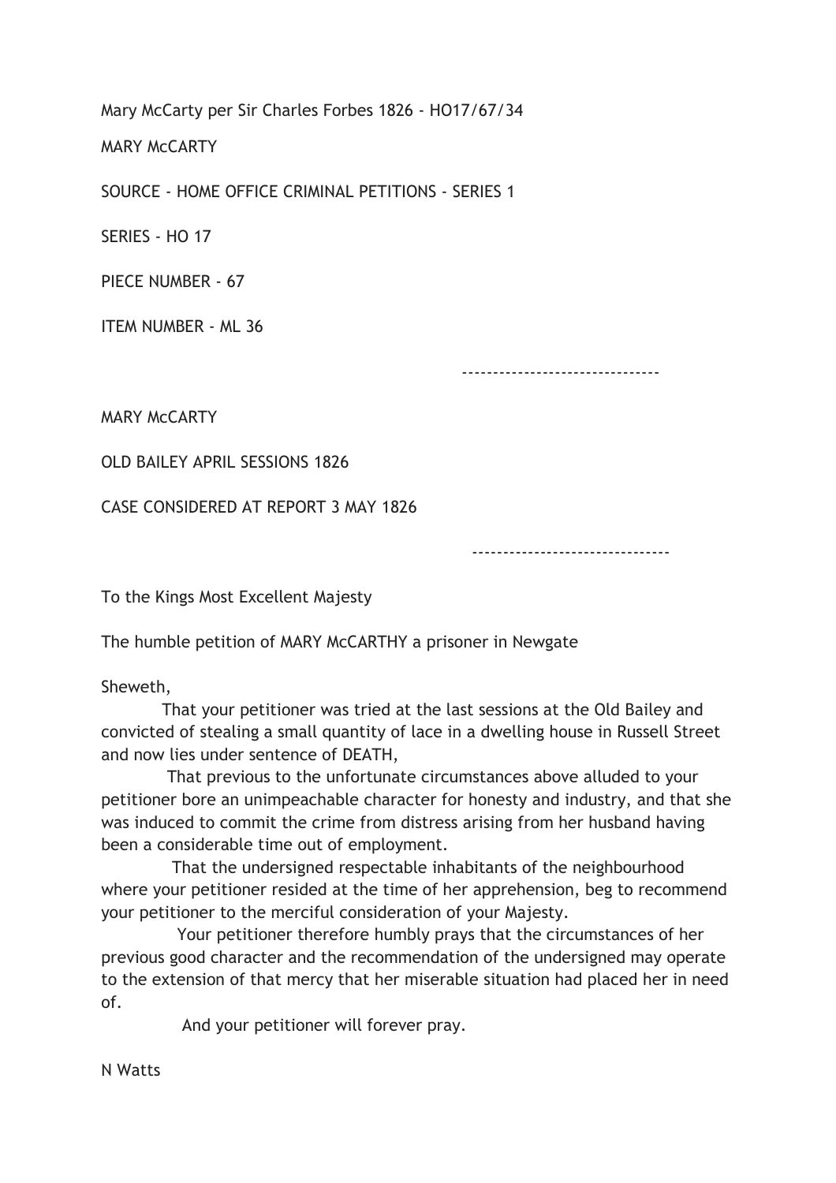Mary McCarty per Sir Charles Forbes 1826 - HO17/67/34

MARY McCARTY

SOURCE - HOME OFFICE CRIMINAL PETITIONS - SERIES 1

SERIES - HO 17

PIECE NUMBER - 67

ITEM NUMBER - ML 36

-------------------------------

MARY McCARTY

OLD BAILEY APRIL SESSIONS 1826

CASE CONSIDERED AT REPORT 3 MAY 1826

-------------------------------

To the Kings Most Excellent Majesty

The humble petition of MARY McCARTHY a prisoner in Newgate

Sheweth,

That your petitioner was tried at the last sessions at the Old Bailey and convicted of stealing a small quantity of lace in a dwelling house in Russell Street and now lies under sentence of DEATH,

That previous to the unfortunate circumstances above alluded to your petitioner bore an unimpeachable character for honesty and industry, and that she was induced to commit the crime from distress arising from her husband having been a considerable time out of employment.

That the undersigned respectable inhabitants of the neighbourhood where your petitioner resided at the time of her apprehension, beg to recommend your petitioner to the merciful consideration of your Majesty.

Your petitioner therefore humbly prays that the circumstances of her previous good character and the recommendation of the undersigned may operate to the extension of that mercy that her miserable situation had placed her in need of.

And your petitioner will forever pray.

N Watts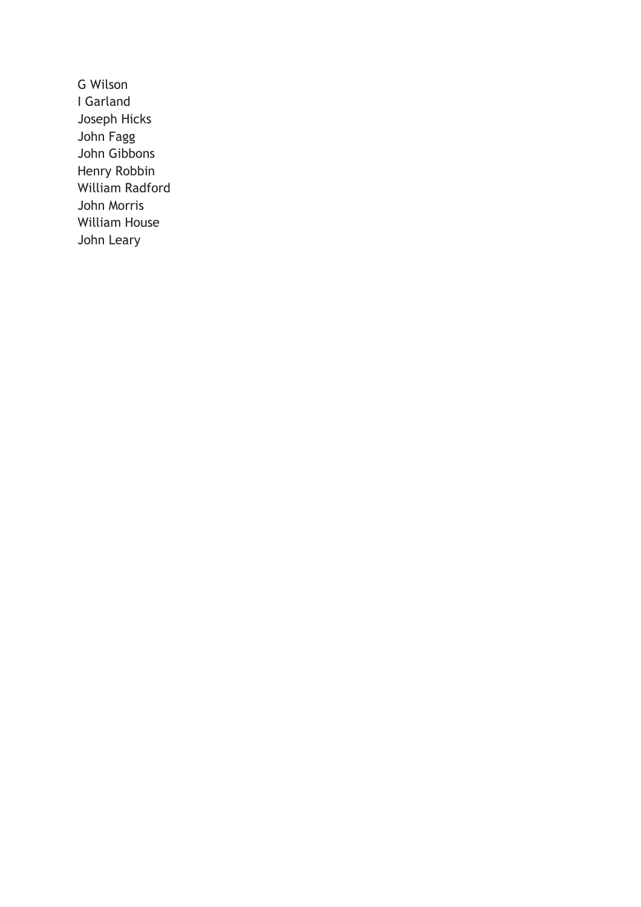G Wilson
I Garland
Joseph Hicks
John Fagg
John Gibbons
Henry Robbin
William Radford
John Morris
William House
John Leary